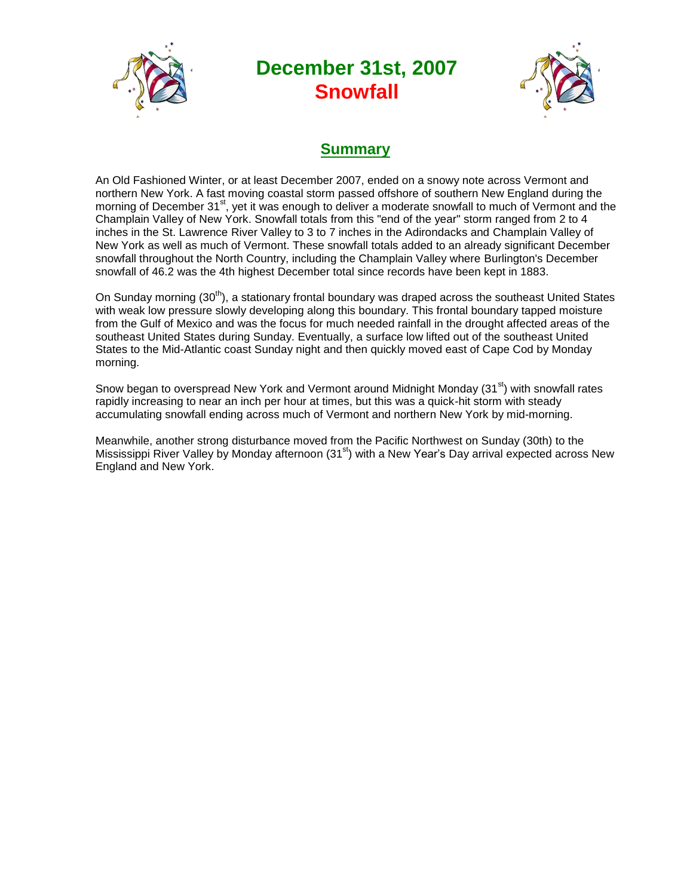# December 31st, 2007
# Snowfall

## Summary

An Old Fashioned Winter, or at least December 2007, ended on a snowy note across Vermont and northern New York. A fast moving coastal storm passed offshore of southern New England during the morning of December 31st, yet it was enough to deliver a moderate snowfall to much of Vermont and the Champlain Valley of New York. Snowfall totals from this "end of the year" storm ranged from 2 to 4 inches in the St. Lawrence River Valley to 3 to 7 inches in the Adirondacks and Champlain Valley of New York as well as much of Vermont. These snowfall totals added to an already significant December snowfall throughout the North Country, including the Champlain Valley where Burlington's December snowfall of 46.2 was the 4th highest December total since records have been kept in 1883.

On Sunday morning (30th), a stationary frontal boundary was draped across the southeast United States with weak low pressure slowly developing along this boundary. This frontal boundary tapped moisture from the Gulf of Mexico and was the focus for much needed rainfall in the drought affected areas of the southeast United States during Sunday. Eventually, a surface low lifted out of the southeast United States to the Mid-Atlantic coast Sunday night and then quickly moved east of Cape Cod by Monday morning.

Snow began to overspread New York and Vermont around Midnight Monday (31st) with snowfall rates rapidly increasing to near an inch per hour at times, but this was a quick-hit storm with steady accumulating snowfall ending across much of Vermont and northern New York by mid-morning.

Meanwhile, another strong disturbance moved from the Pacific Northwest on Sunday (30th) to the Mississippi River Valley by Monday afternoon (31st) with a New Year's Day arrival expected across New England and New York.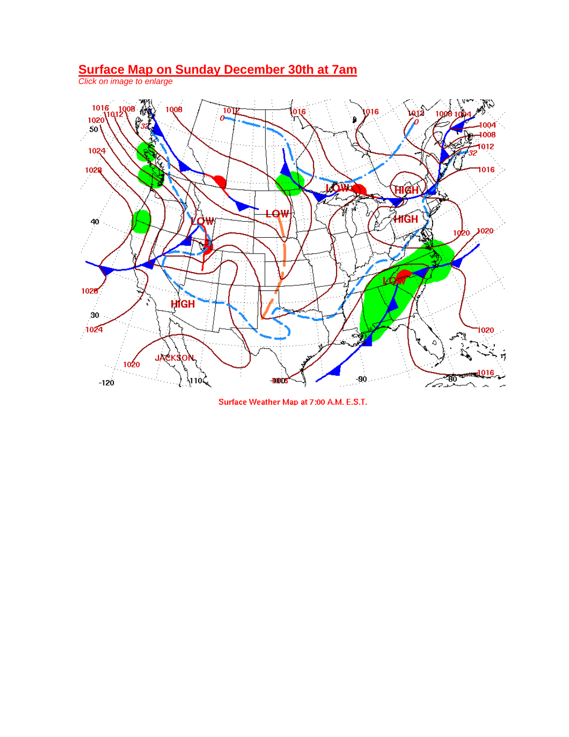## Surface Map on Sunday December 30th at 7am

*Click on image to enlarge*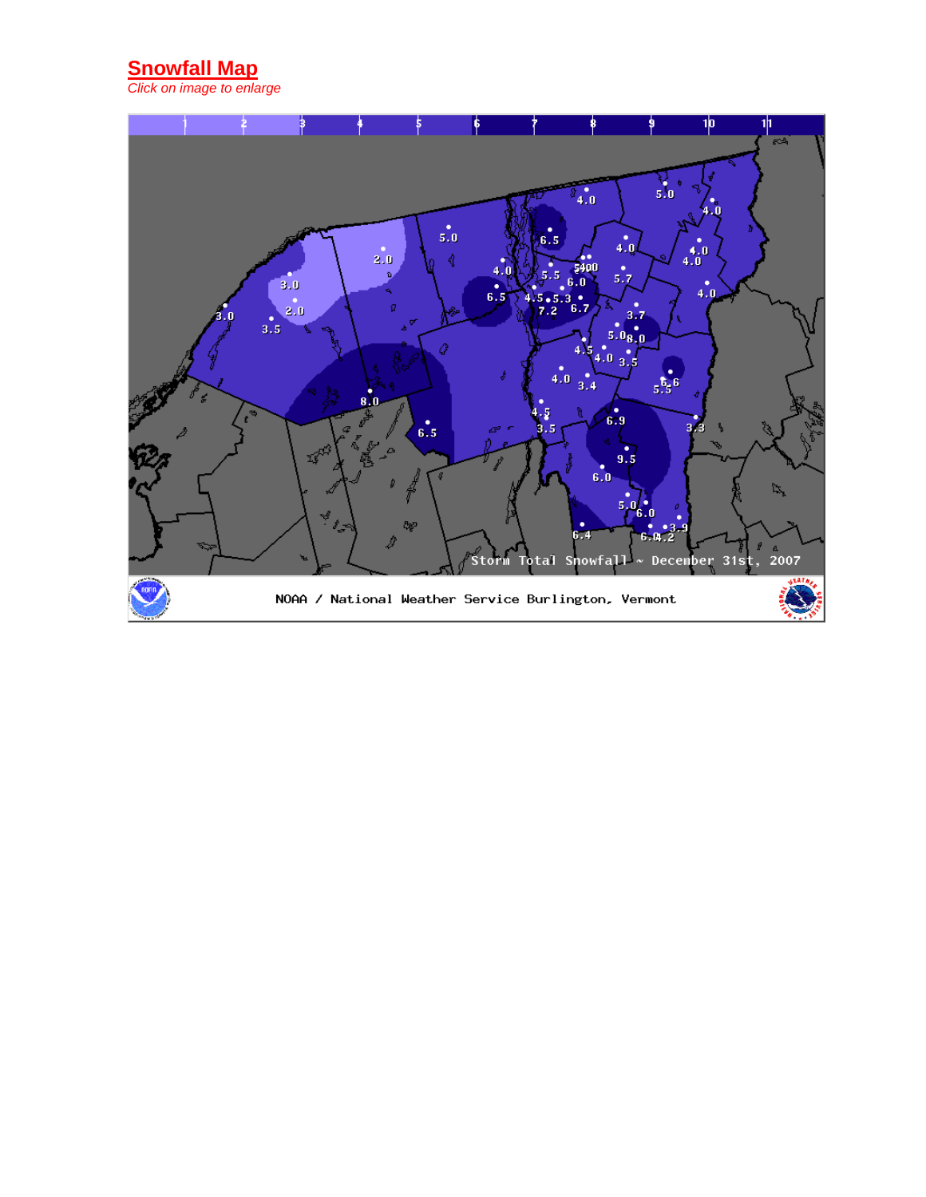## Snowfall Map

*Click on image to enlarge*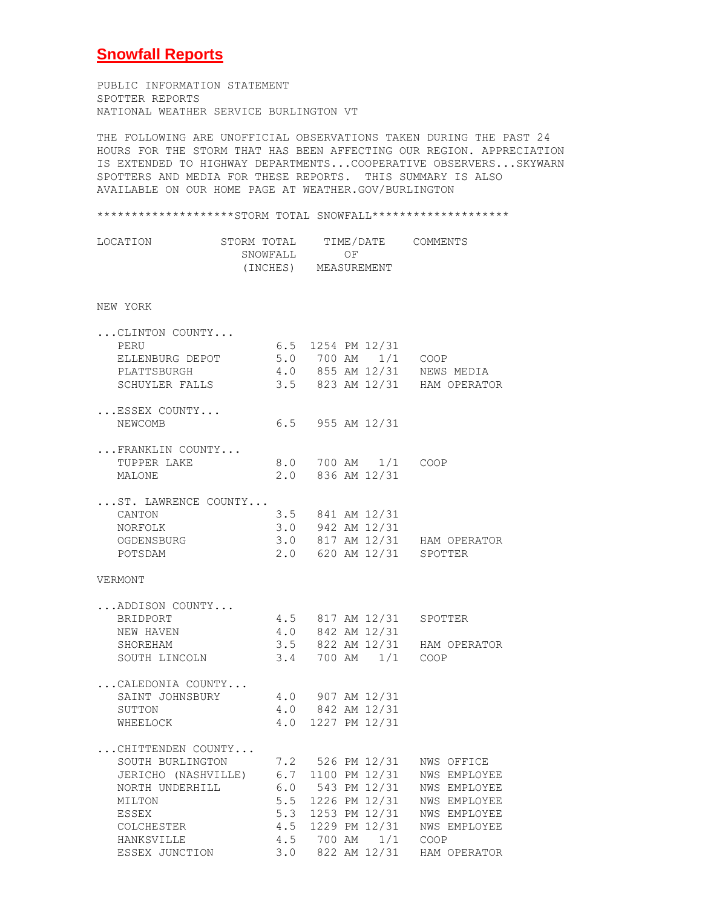## Snowfall Reports

PUBLIC INFORMATION STATEMENT
SPOTTER REPORTS
NATIONAL WEATHER SERVICE BURLINGTON VT

THE FOLLOWING ARE UNOFFICIAL OBSERVATIONS TAKEN DURING THE PAST 24 HOURS FOR THE STORM THAT HAS BEEN AFFECTING OUR REGION. APPRECIATION IS EXTENDED TO HIGHWAY DEPARTMENTS...COOPERATIVE OBSERVERS...SKYWARN SPOTTERS AND MEDIA FOR THESE REPORTS. THIS SUMMARY IS ALSO AVAILABLE ON OUR HOME PAGE AT WEATHER.GOV/BURLINGTON

********************STORM TOTAL SNOWFALL********************

| LOCATION | STORM TOTAL SNOWFALL (INCHES) | TIME/DATE OF MEASUREMENT | COMMENTS |
|---|---|---|---|
| **NEW YORK** | | | |
| ...CLINTON COUNTY... | | | |
| PERU | 6.5 | 1254 PM 12/31 | |
| ELLENBURG DEPOT | 5.0 | 700 AM 1/1 | COOP |
| PLATTSBURGH | 4.0 | 855 AM 12/31 | NEWS MEDIA |
| SCHUYLER FALLS | 3.5 | 823 AM 12/31 | HAM OPERATOR |
| ...ESSEX COUNTY... | | | |
| NEWCOMB | 6.5 | 955 AM 12/31 | |
| ...FRANKLIN COUNTY... | | | |
| TUPPER LAKE | 8.0 | 700 AM 1/1 | COOP |
| MALONE | 2.0 | 836 AM 12/31 | |
| ...ST. LAWRENCE COUNTY... | | | |
| CANTON | 3.5 | 841 AM 12/31 | |
| NORFOLK | 3.0 | 942 AM 12/31 | |
| OGDENSBURG | 3.0 | 817 AM 12/31 | HAM OPERATOR |
| POTSDAM | 2.0 | 620 AM 12/31 | SPOTTER |
| **VERMONT** | | | |
| ...ADDISON COUNTY... | | | |
| BRIDPORT | 4.5 | 817 AM 12/31 | SPOTTER |
| NEW HAVEN | 4.0 | 842 AM 12/31 | |
| SHOREHAM | 3.5 | 822 AM 12/31 | HAM OPERATOR |
| SOUTH LINCOLN | 3.4 | 700 AM 1/1 | COOP |
| ...CALEDONIA COUNTY... | | | |
| SAINT JOHNSBURY | 4.0 | 907 AM 12/31 | |
| SUTTON | 4.0 | 842 AM 12/31 | |
| WHEELOCK | 4.0 | 1227 PM 12/31 | |
| ...CHITTENDEN COUNTY... | | | |
| SOUTH BURLINGTON | 7.2 | 526 PM 12/31 | NWS OFFICE |
| JERICHO (NASHVILLE) | 6.7 | 1100 PM 12/31 | NWS EMPLOYEE |
| NORTH UNDERHILL | 6.0 | 543 PM 12/31 | NWS EMPLOYEE |
| MILTON | 5.5 | 1226 PM 12/31 | NWS EMPLOYEE |
| ESSEX | 5.3 | 1253 PM 12/31 | NWS EMPLOYEE |
| COLCHESTER | 4.5 | 1229 PM 12/31 | NWS EMPLOYEE |
| HANKSVILLE | 4.5 | 700 AM 1/1 | COOP |
| ESSEX JUNCTION | 3.0 | 822 AM 12/31 | HAM OPERATOR |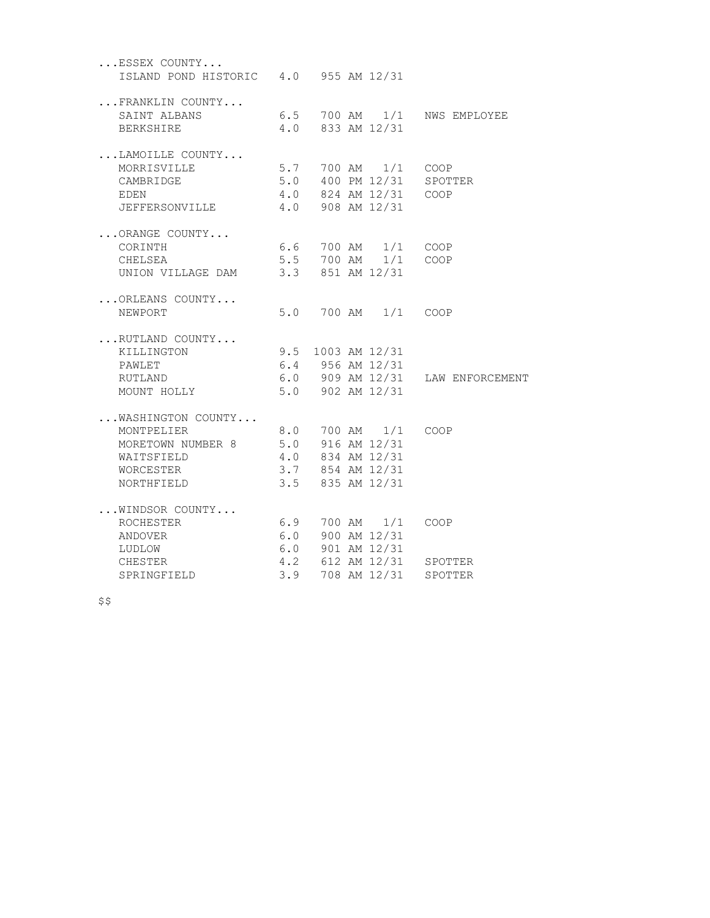```
...ESSEX COUNTY...
   ISLAND POND HISTORIC   4.0   955 AM 12/31

...FRANKLIN COUNTY...
   SAINT ALBANS           6.5   700 AM   1/1   NWS EMPLOYEE
   BERKSHIRE              4.0   833 AM 12/31

...LAMOILLE COUNTY...
   MORRISVILLE            5.7   700 AM   1/1   COOP
   CAMBRIDGE              5.0   400 PM 12/31   SPOTTER
   EDEN                   4.0   824 AM 12/31   COOP
   JEFFERSONVILLE         4.0   908 AM 12/31

...ORANGE COUNTY...
   CORINTH                6.6   700 AM   1/1   COOP
   CHELSEA                5.5   700 AM   1/1   COOP
   UNION VILLAGE DAM      3.3   851 AM 12/31

...ORLEANS COUNTY...
   NEWPORT                5.0   700 AM   1/1   COOP

...RUTLAND COUNTY...
   KILLINGTON             9.5  1003 AM 12/31
   PAWLET                 6.4   956 AM 12/31
   RUTLAND                6.0   909 AM 12/31   LAW ENFORCEMENT
   MOUNT HOLLY            5.0   902 AM 12/31

...WASHINGTON COUNTY...
   MONTPELIER             8.0   700 AM   1/1   COOP
   MORETOWN NUMBER 8      5.0   916 AM 12/31
   WAITSFIELD             4.0   834 AM 12/31
   WORCESTER              3.7   854 AM 12/31
   NORTHFIELD             3.5   835 AM 12/31

...WINDSOR COUNTY...
   ROCHESTER              6.9   700 AM   1/1   COOP
   ANDOVER                6.0   900 AM 12/31
   LUDLOW                 6.0   901 AM 12/31
   CHESTER                4.2   612 AM 12/31   SPOTTER
   SPRINGFIELD            3.9   708 AM 12/31   SPOTTER

$$
```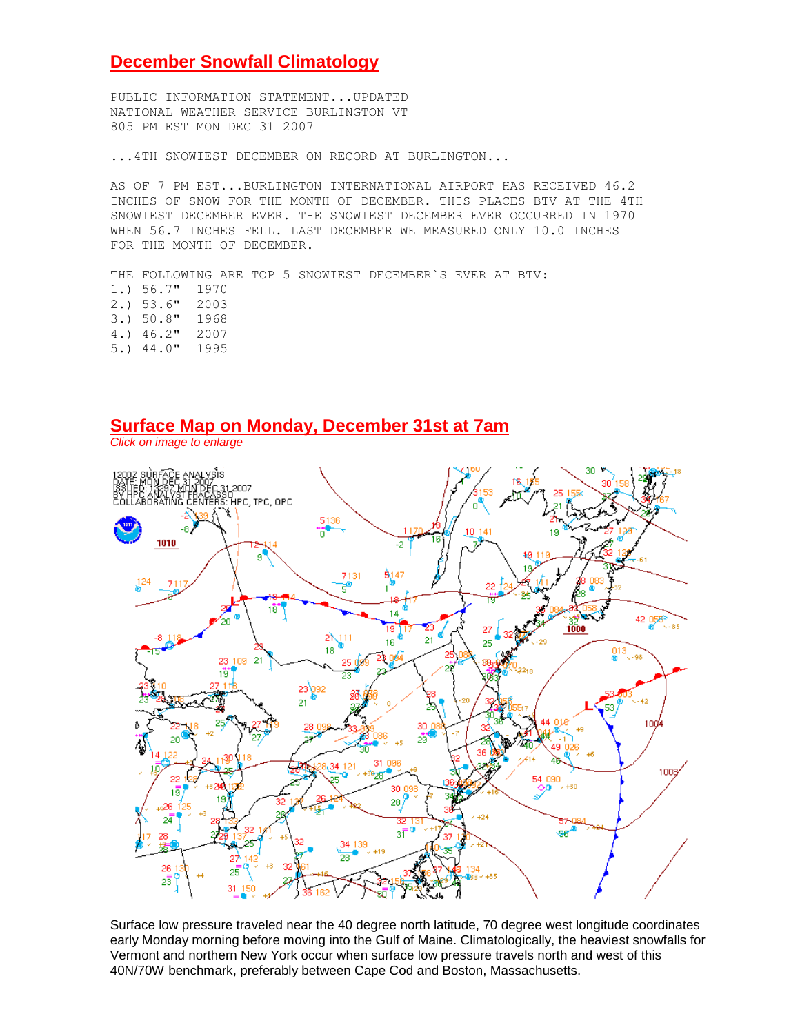## December Snowfall Climatology

```
PUBLIC INFORMATION STATEMENT...UPDATED
NATIONAL WEATHER SERVICE BURLINGTON VT
805 PM EST MON DEC 31 2007

...4TH SNOWIEST DECEMBER ON RECORD AT BURLINGTON...

AS OF 7 PM EST...BURLINGTON INTERNATIONAL AIRPORT HAS RECEIVED 46.2
INCHES OF SNOW FOR THE MONTH OF DECEMBER. THIS PLACES BTV AT THE 4TH
SNOWIEST DECEMBER EVER. THE SNOWIEST DECEMBER EVER OCCURRED IN 1970
WHEN 56.7 INCHES FELL. LAST DECEMBER WE MEASURED ONLY 10.0 INCHES
FOR THE MONTH OF DECEMBER.

THE FOLLOWING ARE TOP 5 SNOWIEST DECEMBER`S EVER AT BTV:
1.) 56.7"   1970
2.) 53.6"   2003
3.) 50.8"   1968
4.) 46.2"   2007
5.) 44.0"   1995
```

## Surface Map on Monday, December 31st at 7am

*Click on image to enlarge*

Surface low pressure traveled near the 40 degree north latitude, 70 degree west longitude coordinates early Monday morning before moving into the Gulf of Maine. Climatologically, the heaviest snowfalls for Vermont and northern New York occur when surface low pressure travels north and west of this 40N/70W benchmark, preferably between Cape Cod and Boston, Massachusetts.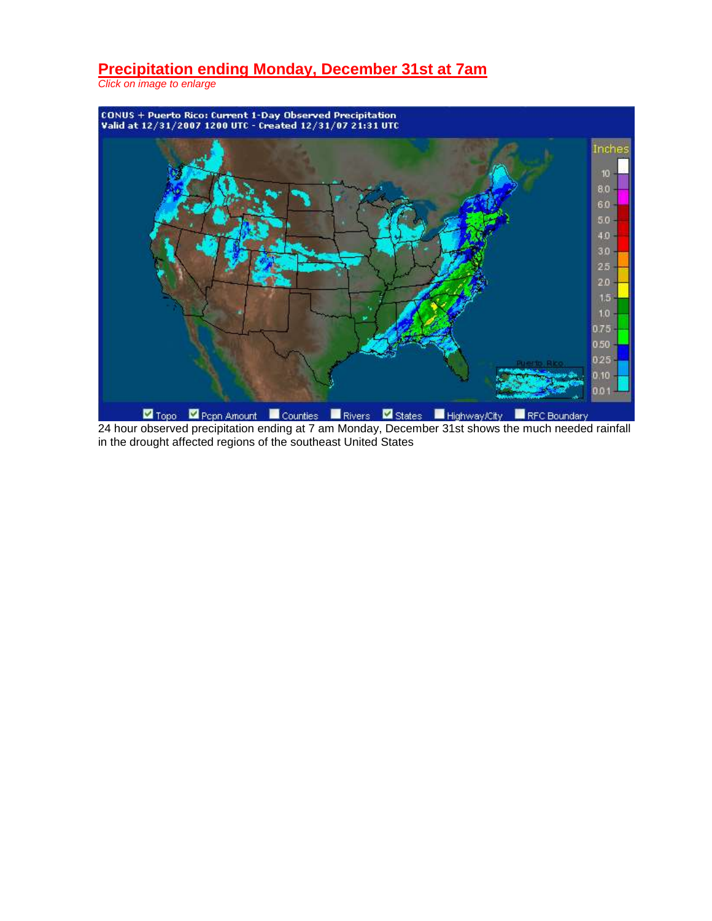## Precipitation ending Monday, December 31st at 7am

*Click on image to enlarge*

24 hour observed precipitation ending at 7 am Monday, December 31st shows the much needed rainfall in the drought affected regions of the southeast United States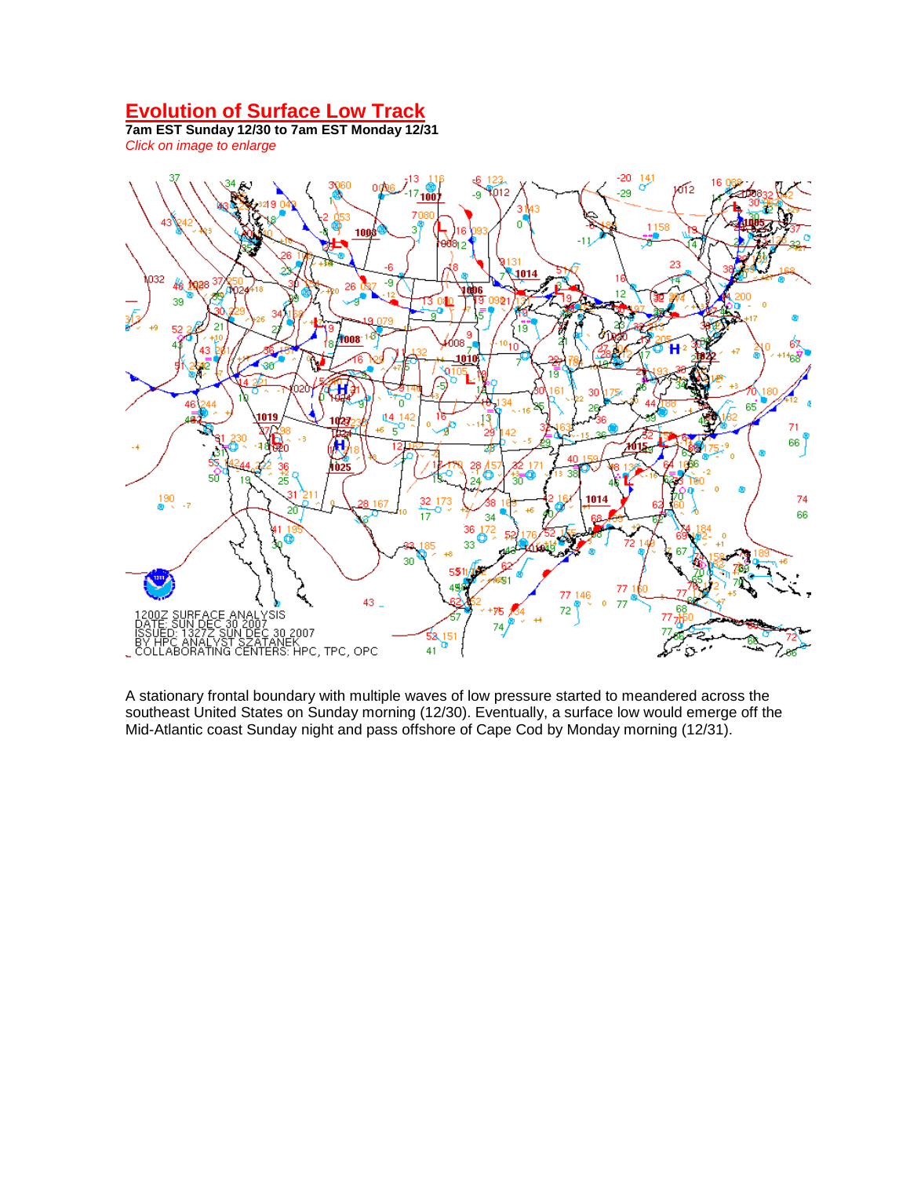## Evolution of Surface Low Track

**7am EST Sunday 12/30 to 7am EST Monday 12/31**

*Click on image to enlarge*

1200Z SURFACE ANALYSIS
DATE: SUN DEC 30 2007
ISSUED: 1327Z SUN DEC 30 2007
BY HPC ANALYST SZATANEK
COLLABORATING CENTERS: HPC, TPC, OPC

A stationary frontal boundary with multiple waves of low pressure started to meandered across the southeast United States on Sunday morning (12/30). Eventually, a surface low would emerge off the Mid-Atlantic coast Sunday night and pass offshore of Cape Cod by Monday morning (12/31).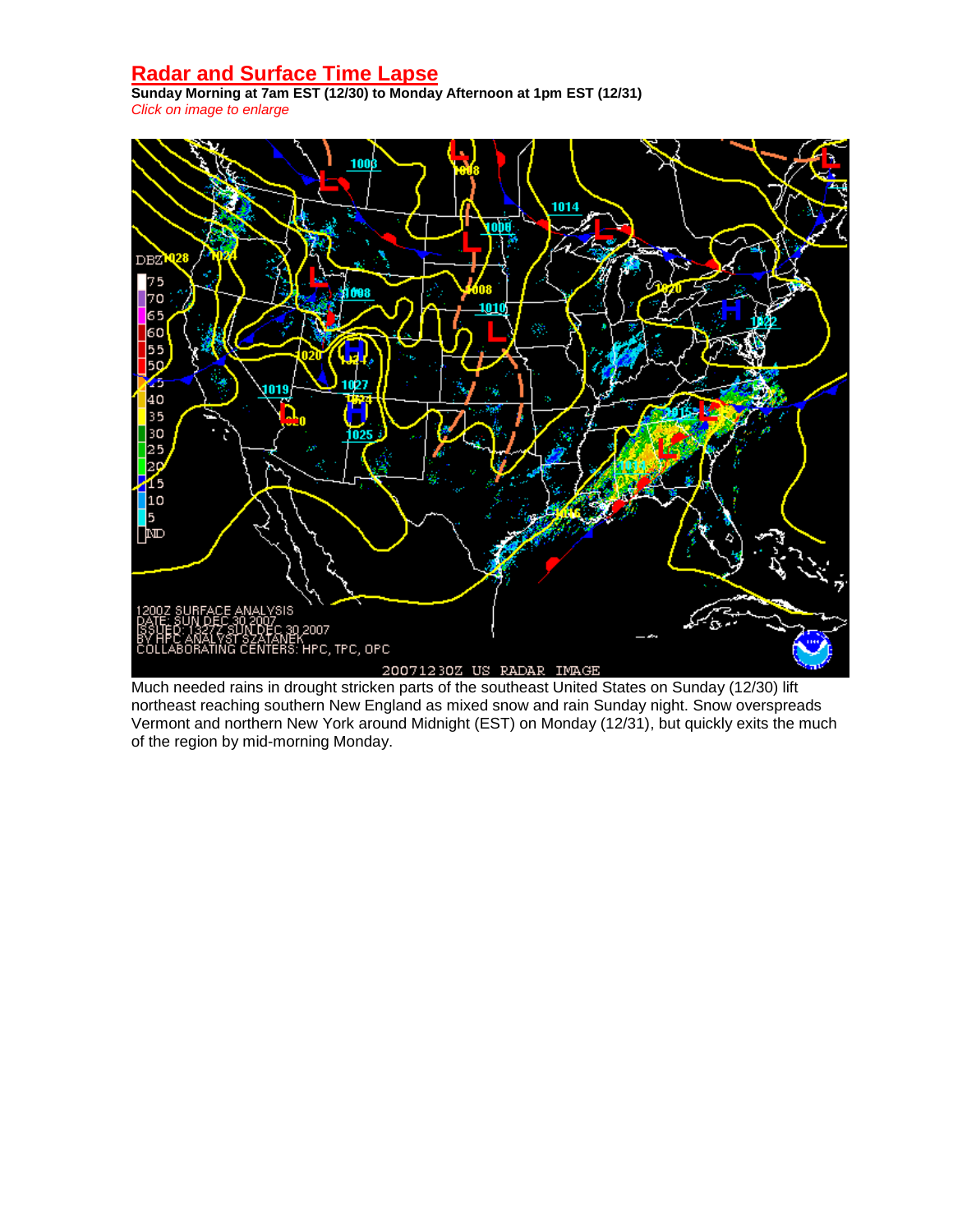## Radar and Surface Time Lapse

**Sunday Morning at 7am EST (12/30) to Monday Afternoon at 1pm EST (12/31)**

*Click on image to enlarge*

Much needed rains in drought stricken parts of the southeast United States on Sunday (12/30) lift northeast reaching southern New England as mixed snow and rain Sunday night. Snow overspreads Vermont and northern New York around Midnight (EST) on Monday (12/31), but quickly exits the much of the region by mid-morning Monday.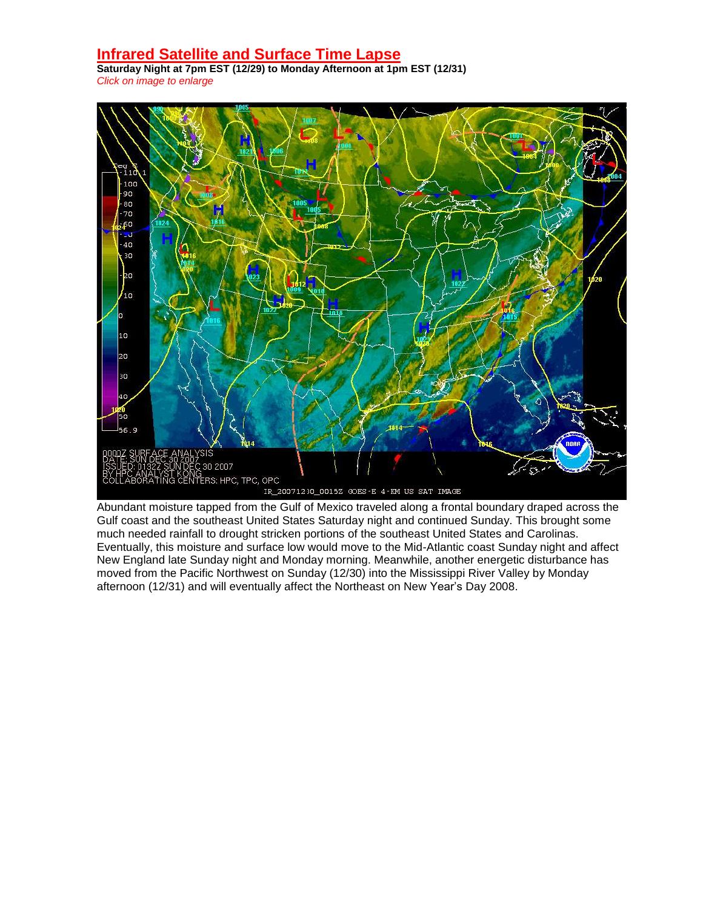## Infrared Satellite and Surface Time Lapse

**Saturday Night at 7pm EST (12/29) to Monday Afternoon at 1pm EST (12/31)**

*Click on image to enlarge*

0000Z SURFACE ANALYSIS
DATE: SUN DEC 30 2007
ISSUED: 0132Z SUN DEC 30 2007
BY HPC ANALYST KONG
COLLABORATING CENTERS: HPC, TPC, OPC

IR_20071230_0015Z GOES-E 4-KM US SAT IMAGE

Abundant moisture tapped from the Gulf of Mexico traveled along a frontal boundary draped across the Gulf coast and the southeast United States Saturday night and continued Sunday. This brought some much needed rainfall to drought stricken portions of the southeast United States and Carolinas. Eventually, this moisture and surface low would move to the Mid-Atlantic coast Sunday night and affect New England late Sunday night and Monday morning. Meanwhile, another energetic disturbance has moved from the Pacific Northwest on Sunday (12/30) into the Mississippi River Valley by Monday afternoon (12/31) and will eventually affect the Northeast on New Year's Day 2008.